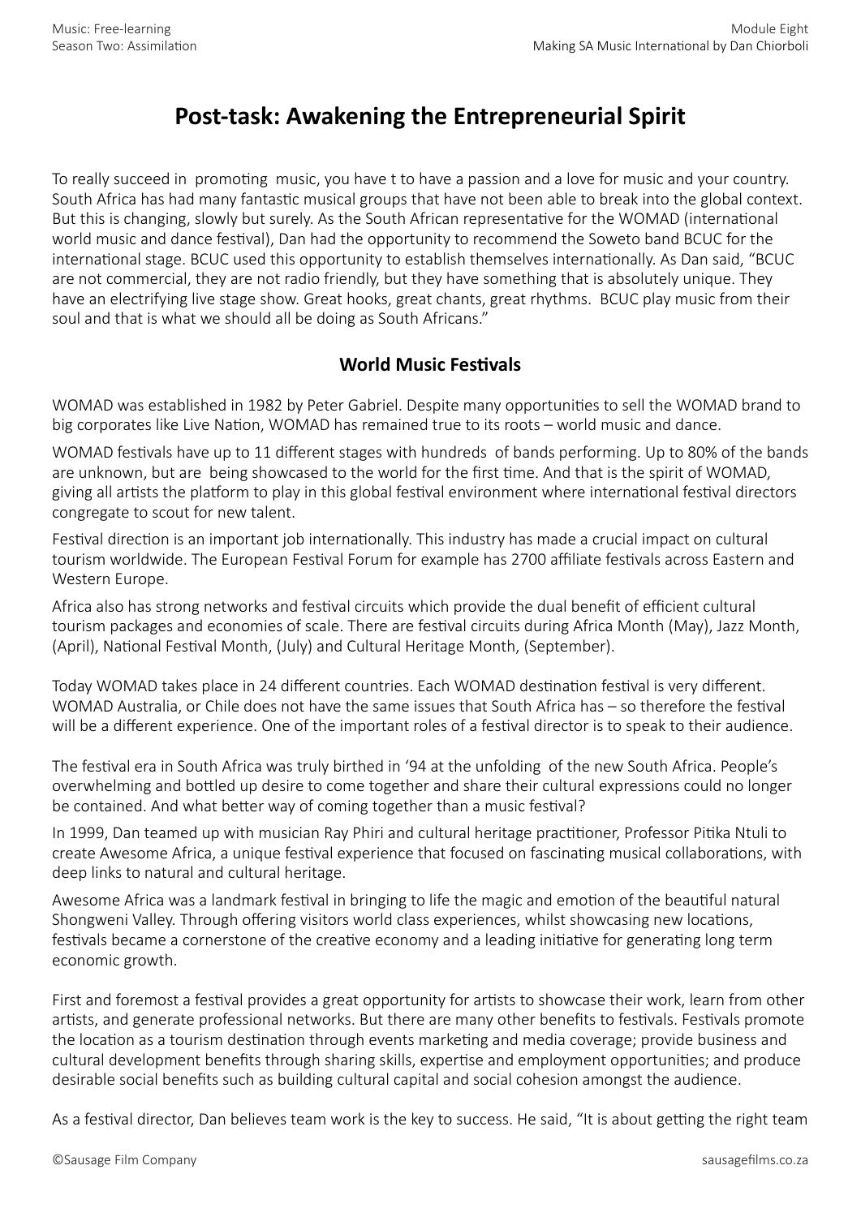# Post-task: Awakening the Entrepreneurial Spirit

To really succeed in promoting music, you have t to have a passion and a love for music and your country. South Africa has had many fantastic musical groups that have not been able to break into the global context. But this is changing, slowly but surely. As the South African representative for the WOMAD (international world music and dance festival), Dan had the opportunity to recommend the Soweto band BCUC for the international stage. BCUC used this opportunity to establish themselves internationally. As Dan said, "BCUC are not commercial, they are not radio friendly, but they have something that is absolutely unique. They have an electrifying live stage show. Great hooks, great chants, great rhythms. BCUC play music from their soul and that is what we should all be doing as South Africans."

## World Music Festivals

WOMAD was established in 1982 by Peter Gabriel. Despite many opportunities to sell the WOMAD brand to big corporates like Live Nation, WOMAD has remained true to its roots – world music and dance.

WOMAD festivals have up to 11 different stages with hundreds of bands performing. Up to 80% of the bands are unknown, but are being showcased to the world for the first time. And that is the spirit of WOMAD, giving all artists the platform to play in this global festival environment where international festival directors congregate to scout for new talent.

Festival direction is an important job internationally. This industry has made a crucial impact on cultural tourism worldwide. The European Festival Forum for example has 2700 affiliate festivals across Eastern and Western Europe.

Africa also has strong networks and festival circuits which provide the dual benefit of efficient cultural tourism packages and economies of scale. There are festival circuits during Africa Month (May), Jazz Month, (April), National Festival Month, (July) and Cultural Heritage Month, (September).

Today WOMAD takes place in 24 different countries. Each WOMAD destination festival is very different. WOMAD Australia, or Chile does not have the same issues that South Africa has – so therefore the festival will be a different experience. One of the important roles of a festival director is to speak to their audience.

The festival era in South Africa was truly birthed in '94 at the unfolding of the new South Africa. People's overwhelming and bottled up desire to come together and share their cultural expressions could no longer be contained. And what better way of coming together than a music festival?

In 1999, Dan teamed up with musician Ray Phiri and cultural heritage practitioner, Professor Pitika Ntuli to create Awesome Africa, a unique festival experience that focused on fascinating musical collaborations, with deep links to natural and cultural heritage.

Awesome Africa was a landmark festival in bringing to life the magic and emotion of the beautiful natural Shongweni Valley. Through offering visitors world class experiences, whilst showcasing new locations, festivals became a cornerstone of the creative economy and a leading initiative for generating long term economic growth.

First and foremost a festival provides a great opportunity for artists to showcase their work, learn from other artists, and generate professional networks. But there are many other benefits to festivals. Festivals promote the location as a tourism destination through events marketing and media coverage; provide business and cultural development benefits through sharing skills, expertise and employment opportunities; and produce desirable social benefits such as building cultural capital and social cohesion amongst the audience.

As a festival director, Dan believes team work is the key to success. He said, "It is about getting the right team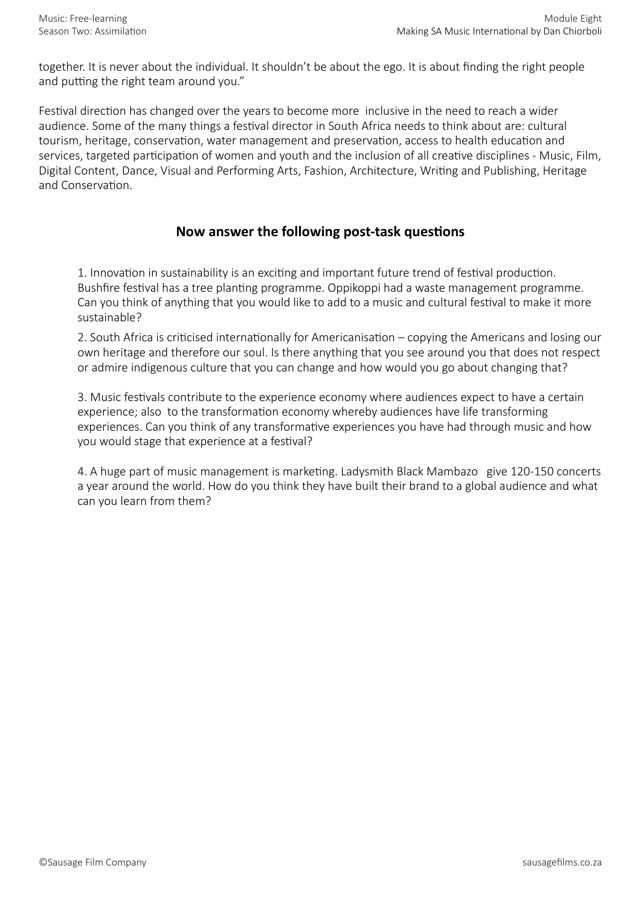together. It is never about the individual. It shouldn't be about the ego. It is about finding the right people and putting the right team around you."

Festival direction has changed over the years to become more inclusive in the need to reach a wider audience. Some of the many things a festival director in South Africa needs to think about are: cultural tourism, heritage, conservation, water management and preservation, access to health education and services, targeted participation of women and youth and the inclusion of all creative disciplines - Music, Film, Digital Content, Dance, Visual and Performing Arts, Fashion, Architecture, Writing and Publishing, Heritage and Conservation.

## Now answer the following post-task questions

1. Innovation in sustainability is an exciting and important future trend of festival production. Bushfire festival has a tree planting programme. Oppikoppi had a waste management programme. Can you think of anything that you would like to add to a music and cultural festival to make it more sustainable?

2. South Africa is criticised internationally for Americanisation – copying the Americans and losing our own heritage and therefore our soul. Is there anything that you see around you that does not respect or admire indigenous culture that you can change and how would you go about changing that?

3. Music festivals contribute to the experience economy where audiences expect to have a certain experience; also to the transformation economy whereby audiences have life transforming experiences. Can you think of any transformative experiences you have had through music and how you would stage that experience at a festival?

4. A huge part of music management is marketing. Ladysmith Black Mambazo give 120-150 concerts a year around the world. How do you think they have built their brand to a global audience and what can you learn from them?